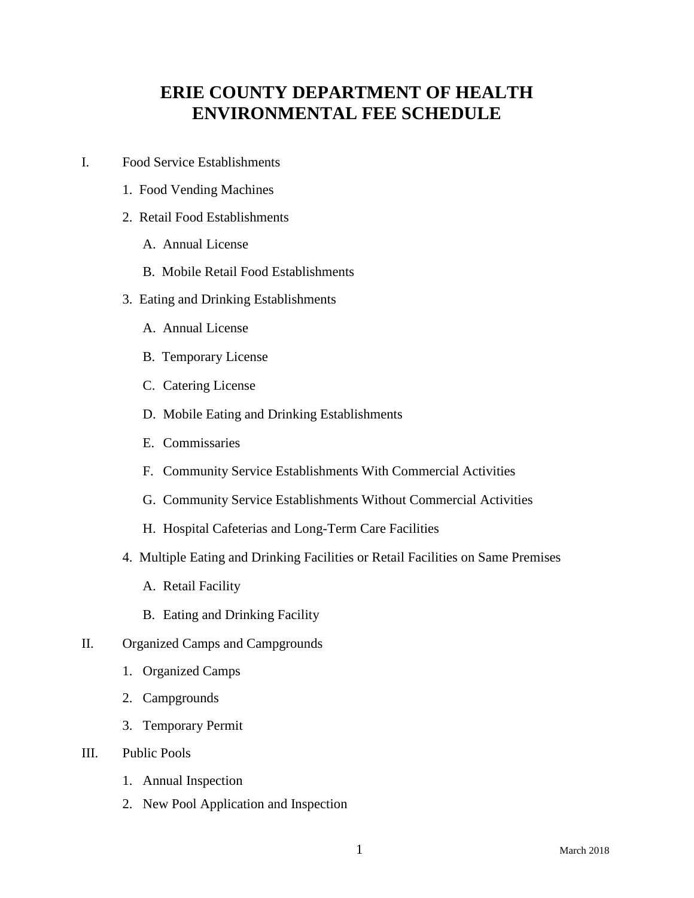# ERIE COUNTY DEPARTMENT OF HEALTH ENVIRONMENTAL FEE SCHEDULE

I. Food Service Establishments

   1. Food Vending Machines

   2. Retail Food Establishments

      A. Annual License

      B. Mobile Retail Food Establishments

   3. Eating and Drinking Establishments

      A. Annual License

      B. Temporary License

      C. Catering License

      D. Mobile Eating and Drinking Establishments

      E. Commissaries

      F. Community Service Establishments With Commercial Activities

      G. Community Service Establishments Without Commercial Activities

      H. Hospital Cafeterias and Long-Term Care Facilities

   4. Multiple Eating and Drinking Facilities or Retail Facilities on Same Premises

      A. Retail Facility

      B. Eating and Drinking Facility

II. Organized Camps and Campgrounds

   1. Organized Camps

   2. Campgrounds

   3. Temporary Permit

III. Public Pools

   1. Annual Inspection

   2. New Pool Application and Inspection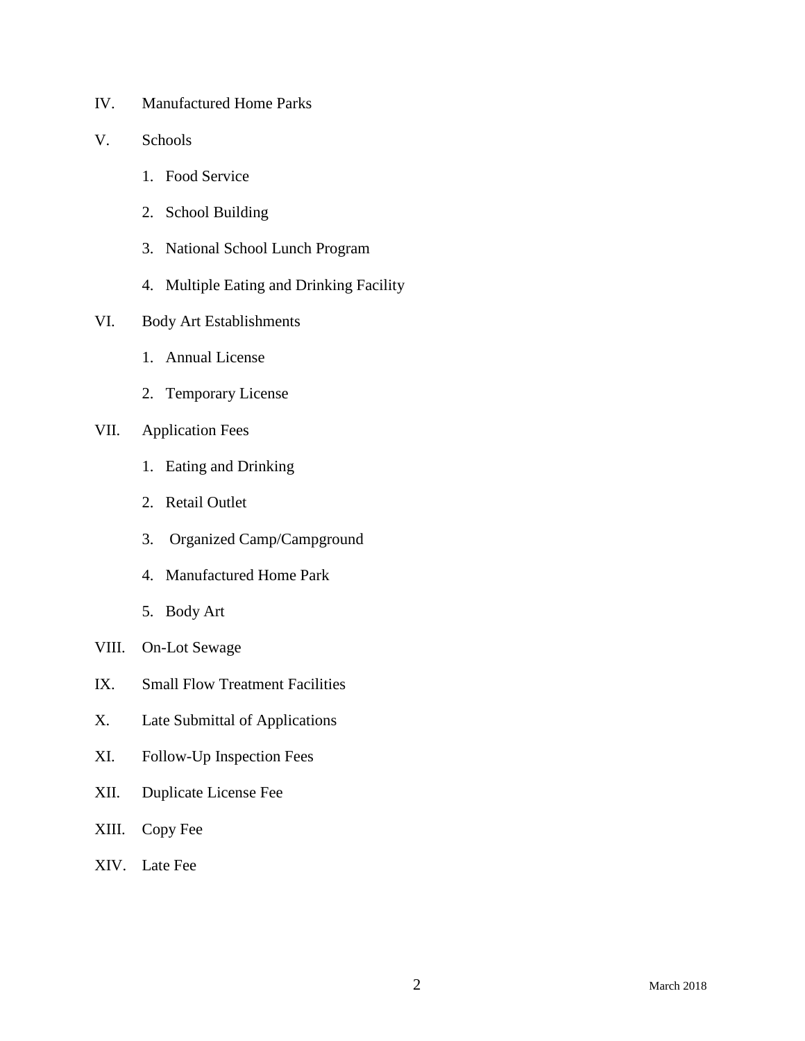IV. Manufactured Home Parks

V. Schools

   1. Food Service
   2. School Building
   3. National School Lunch Program
   4. Multiple Eating and Drinking Facility

VI. Body Art Establishments

   1. Annual License
   2. Temporary License

VII. Application Fees

   1. Eating and Drinking
   2. Retail Outlet
   3. Organized Camp/Campground
   4. Manufactured Home Park
   5. Body Art

VIII. On-Lot Sewage

IX. Small Flow Treatment Facilities

X. Late Submittal of Applications

XI. Follow-Up Inspection Fees

XII. Duplicate License Fee

XIII. Copy Fee

XIV. Late Fee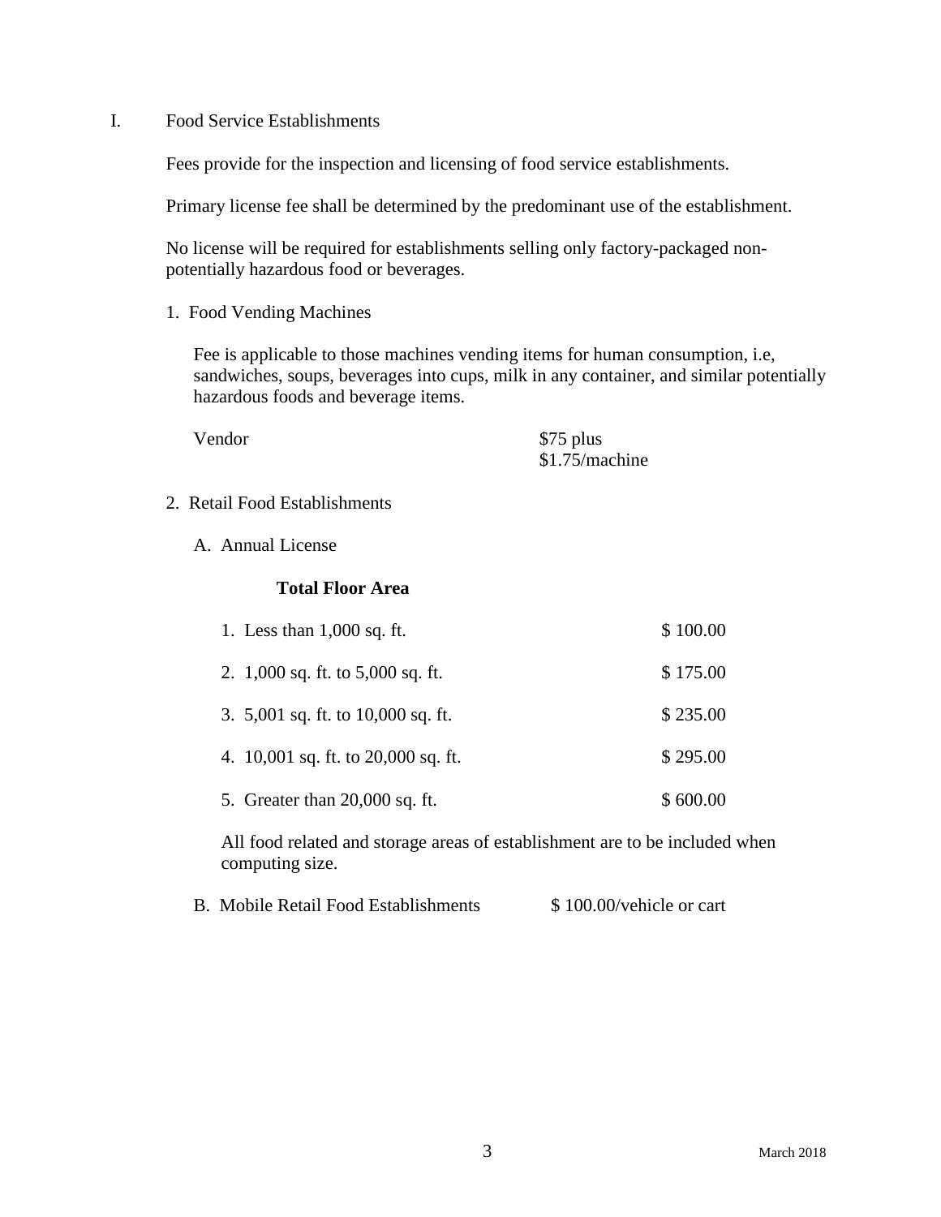## I. Food Service Establishments

Fees provide for the inspection and licensing of food service establishments.

Primary license fee shall be determined by the predominant use of the establishment.

No license will be required for establishments selling only factory-packaged non-potentially hazardous food or beverages.

### 1. Food Vending Machines

Fee is applicable to those machines vending items for human consumption, i.e, sandwiches, soups, beverages into cups, milk in any container, and similar potentially hazardous foods and beverage items.

| | |
|---|---|
| Vendor | $75 plus $1.75/machine |

### 2. Retail Food Establishments

#### A. Annual License

**Total Floor Area**

| | |
|---|---|
| 1. Less than 1,000 sq. ft. | $ 100.00 |
| 2. 1,000 sq. ft. to 5,000 sq. ft. | $ 175.00 |
| 3. 5,001 sq. ft. to 10,000 sq. ft. | $ 235.00 |
| 4. 10,001 sq. ft. to 20,000 sq. ft. | $ 295.00 |
| 5. Greater than 20,000 sq. ft. | $ 600.00 |

All food related and storage areas of establishment are to be included when computing size.

#### B. Mobile Retail Food Establishments — $ 100.00/vehicle or cart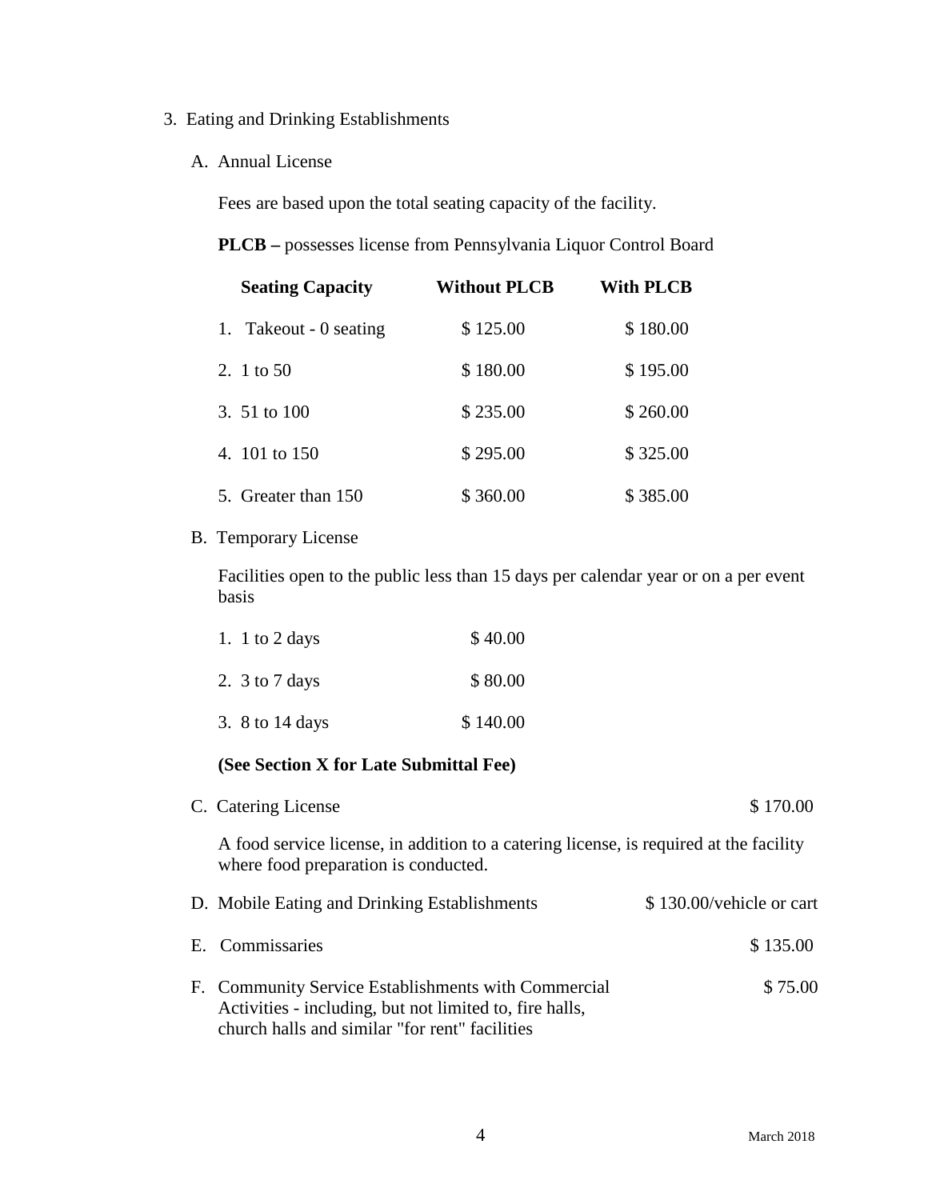3. Eating and Drinking Establishments

   A. Annual License

      Fees are based upon the total seating capacity of the facility.

      **PLCB –** possesses license from Pennsylvania Liquor Control Board

| Seating Capacity | Without PLCB | With PLCB |
|---|---|---|
| 1. Takeout - 0 seating | $ 125.00 | $ 180.00 |
| 2. 1 to 50 | $ 180.00 | $ 195.00 |
| 3. 51 to 100 | $ 235.00 | $ 260.00 |
| 4. 101 to 150 | $ 295.00 | $ 325.00 |
| 5. Greater than 150 | $ 360.00 | $ 385.00 |

   B. Temporary License

      Facilities open to the public less than 15 days per calendar year or on a per event basis

| | |
|---|---|
| 1. 1 to 2 days | $ 40.00 |
| 2. 3 to 7 days | $ 80.00 |
| 3. 8 to 14 days | $ 140.00 |

      **(See Section X for Late Submittal Fee)**

   C. Catering License $ 170.00

      A food service license, in addition to a catering license, is required at the facility where food preparation is conducted.

   D. Mobile Eating and Drinking Establishments $ 130.00/vehicle or cart

   E. Commissaries $ 135.00

   F. Community Service Establishments with Commercial Activities - including, but not limited to, fire halls, church halls and similar "for rent" facilities $ 75.00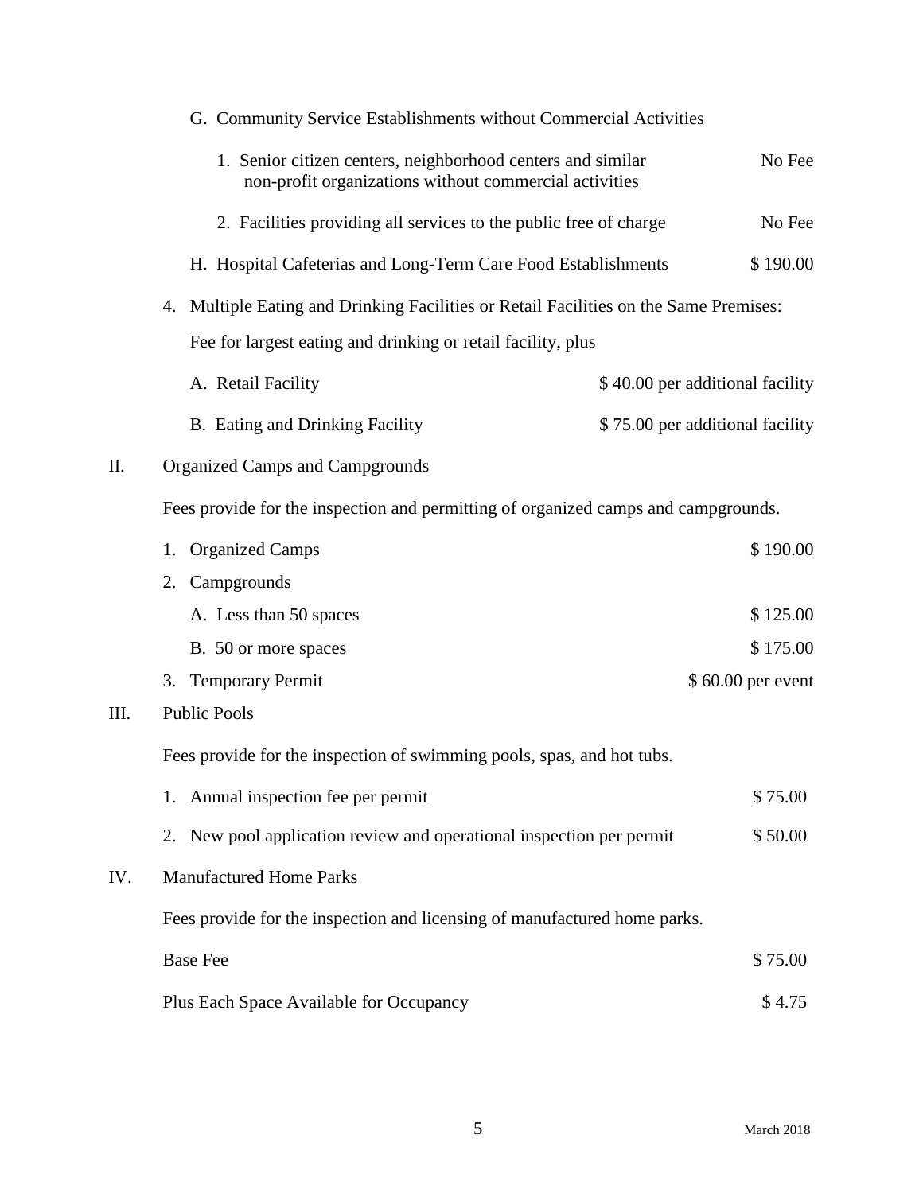G. Community Service Establishments without Commercial Activities

1. Senior citizen centers, neighborhood centers and similar non-profit organizations without commercial activities — No Fee

2. Facilities providing all services to the public free of charge — No Fee

H. Hospital Cafeterias and Long-Term Care Food Establishments — $ 190.00

4. Multiple Eating and Drinking Facilities or Retail Facilities on the Same Premises:

Fee for largest eating and drinking or retail facility, plus

A. Retail Facility — $ 40.00 per additional facility

B. Eating and Drinking Facility — $ 75.00 per additional facility

## II. Organized Camps and Campgrounds

Fees provide for the inspection and permitting of organized camps and campgrounds.

1. Organized Camps — $ 190.00
2. Campgrounds
   - A. Less than 50 spaces — $ 125.00
   - B. 50 or more spaces — $ 175.00
3. Temporary Permit — $ 60.00 per event

## III. Public Pools

Fees provide for the inspection of swimming pools, spas, and hot tubs.

1. Annual inspection fee per permit — $ 75.00
2. New pool application review and operational inspection per permit — $ 50.00

## IV. Manufactured Home Parks

Fees provide for the inspection and licensing of manufactured home parks.

Base Fee — $ 75.00

Plus Each Space Available for Occupancy — $ 4.75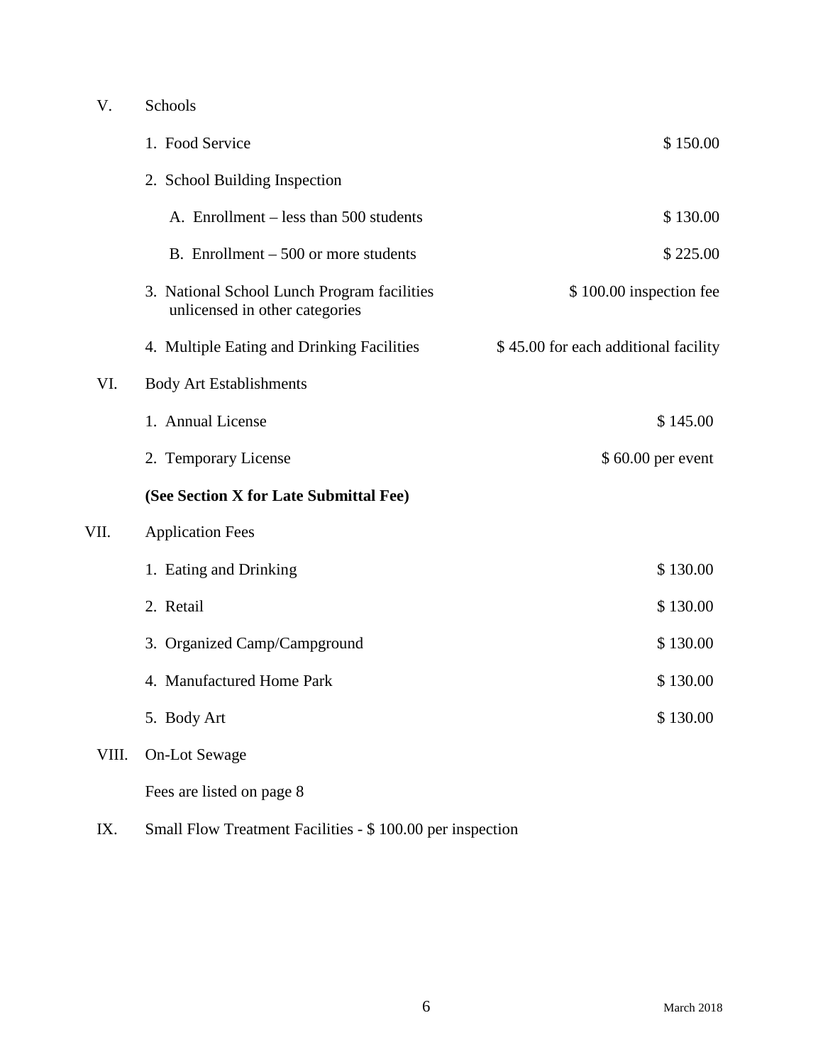V. Schools

| | |
|---|---|
| 1. Food Service | $ 150.00 |
| 2. School Building Inspection | |
| A. Enrollment – less than 500 students | $ 130.00 |
| B. Enrollment – 500 or more students | $ 225.00 |
| 3. National School Lunch Program facilities unlicensed in other categories | $ 100.00 inspection fee |
| 4. Multiple Eating and Drinking Facilities | $ 45.00 for each additional facility |

VI. Body Art Establishments

| | |
|---|---|
| 1. Annual License | $ 145.00 |
| 2. Temporary License | $ 60.00 per event |

**(See Section X for Late Submittal Fee)**

VII. Application Fees

| | |
|---|---|
| 1. Eating and Drinking | $ 130.00 |
| 2. Retail | $ 130.00 |
| 3. Organized Camp/Campground | $ 130.00 |
| 4. Manufactured Home Park | $ 130.00 |
| 5. Body Art | $ 130.00 |

VIII. On-Lot Sewage

Fees are listed on page 8

IX. Small Flow Treatment Facilities - $ 100.00 per inspection

March 2018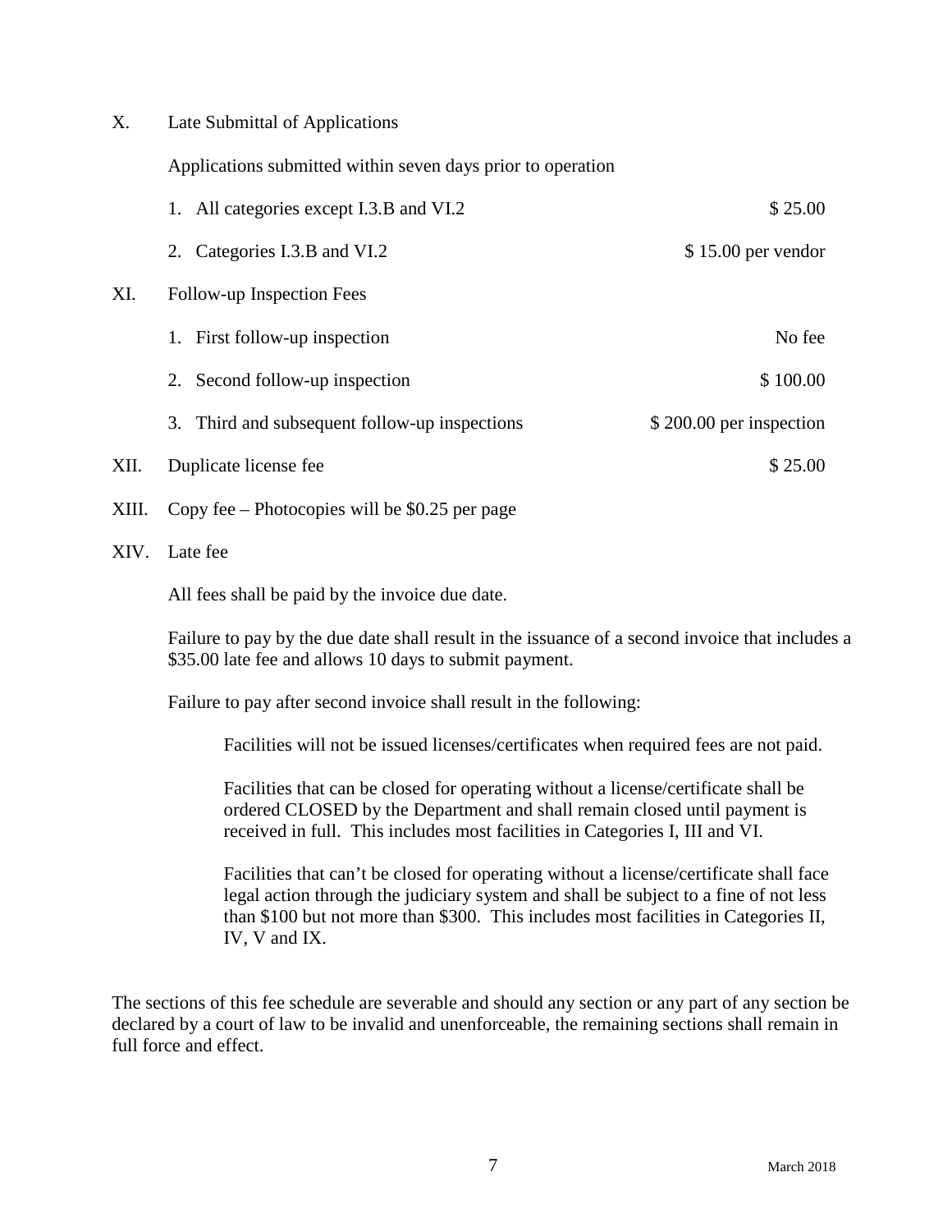X. Late Submittal of Applications

Applications submitted within seven days prior to operation

| | |
|---|---|
| 1. All categories except I.3.B and VI.2 | $ 25.00 |
| 2. Categories I.3.B and VI.2 | $ 15.00 per vendor |

XI. Follow-up Inspection Fees

| | |
|---|---|
| 1. First follow-up inspection | No fee |
| 2. Second follow-up inspection | $ 100.00 |
| 3. Third and subsequent follow-up inspections | $ 200.00 per inspection |

XII. Duplicate license fee — $ 25.00

XIII. Copy fee – Photocopies will be $0.25 per page

XIV. Late fee

All fees shall be paid by the invoice due date.

Failure to pay by the due date shall result in the issuance of a second invoice that includes a $35.00 late fee and allows 10 days to submit payment.

Failure to pay after second invoice shall result in the following:

> Facilities will not be issued licenses/certificates when required fees are not paid.
>
> Facilities that can be closed for operating without a license/certificate shall be ordered CLOSED by the Department and shall remain closed until payment is received in full. This includes most facilities in Categories I, III and VI.
>
> Facilities that can't be closed for operating without a license/certificate shall face legal action through the judiciary system and shall be subject to a fine of not less than $100 but not more than $300. This includes most facilities in Categories II, IV, V and IX.

The sections of this fee schedule are severable and should any section or any part of any section be declared by a court of law to be invalid and unenforceable, the remaining sections shall remain in full force and effect.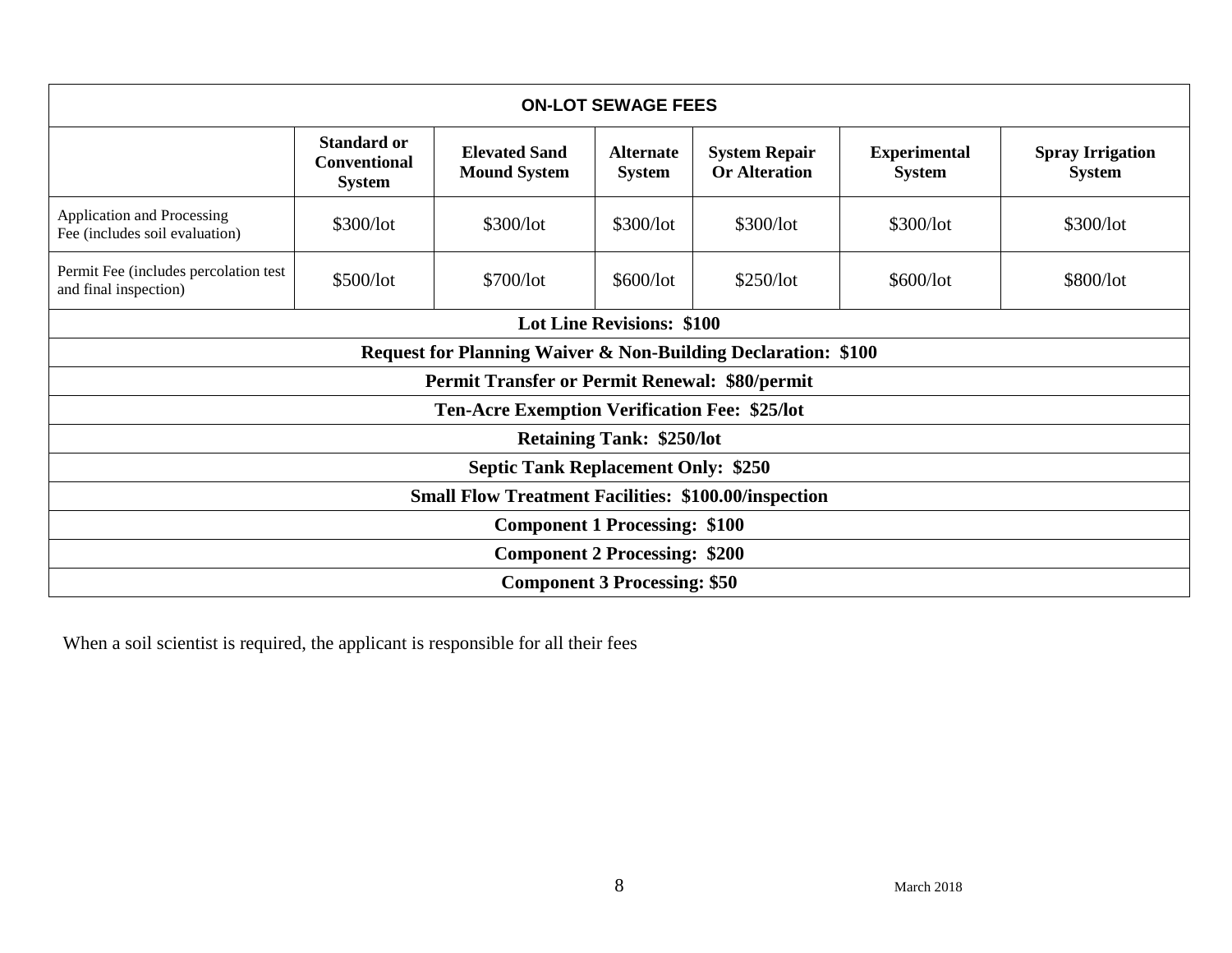| ON-LOT SEWAGE FEES | | | | | | |
|---|---|---|---|---|---|---|
| | **Standard or Conventional System** | **Elevated Sand Mound System** | **Alternate System** | **System Repair Or Alteration** | **Experimental System** | **Spray Irrigation System** |
| Application and Processing Fee (includes soil evaluation) | $300/lot | $300/lot | $300/lot | $300/lot | $300/lot | $300/lot |
| Permit Fee (includes percolation test and final inspection) | $500/lot | $700/lot | $600/lot | $250/lot | $600/lot | $800/lot |
| **Lot Line Revisions: $100** | | | | | | |
| **Request for Planning Waiver & Non-Building Declaration: $100** | | | | | | |
| **Permit Transfer or Permit Renewal: $80/permit** | | | | | | |
| **Ten-Acre Exemption Verification Fee: $25/lot** | | | | | | |
| **Retaining Tank: $250/lot** | | | | | | |
| **Septic Tank Replacement Only: $250** | | | | | | |
| **Small Flow Treatment Facilities: $100.00/inspection** | | | | | | |
| **Component 1 Processing: $100** | | | | | | |
| **Component 2 Processing: $200** | | | | | | |
| **Component 3 Processing: $50** | | | | | | |

When a soil scientist is required, the applicant is responsible for all their fees